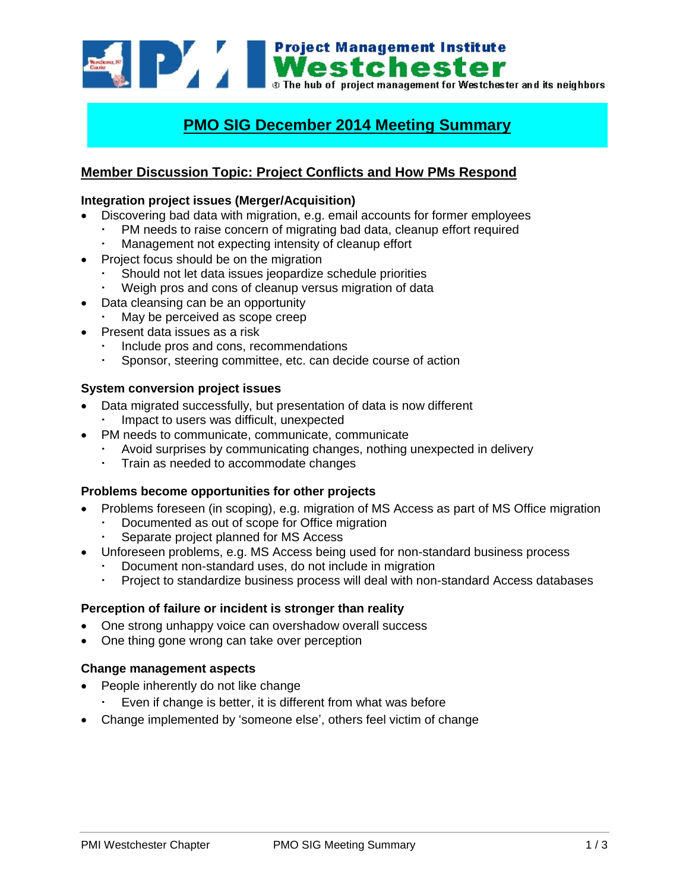Project Management Institute
Westchester
The hub of project management for Westchester and its neighbors

# PMO SIG December 2014 Meeting Summary

## Member Discussion Topic: Project Conflicts and How PMs Respond

### Integration project issues (Merger/Acquisition)

- Discovering bad data with migration, e.g. email accounts for former employees
  - PM needs to raise concern of migrating bad data, cleanup effort required
  - Management not expecting intensity of cleanup effort
- Project focus should be on the migration
  - Should not let data issues jeopardize schedule priorities
  - Weigh pros and cons of cleanup versus migration of data
- Data cleansing can be an opportunity
  - May be perceived as scope creep
- Present data issues as a risk
  - Include pros and cons, recommendations
  - Sponsor, steering committee, etc. can decide course of action

### System conversion project issues

- Data migrated successfully, but presentation of data is now different
  - Impact to users was difficult, unexpected
- PM needs to communicate, communicate, communicate
  - Avoid surprises by communicating changes, nothing unexpected in delivery
  - Train as needed to accommodate changes

### Problems become opportunities for other projects

- Problems foreseen (in scoping), e.g. migration of MS Access as part of MS Office migration
  - Documented as out of scope for Office migration
  - Separate project planned for MS Access
- Unforeseen problems, e.g. MS Access being used for non-standard business process
  - Document non-standard uses, do not include in migration
  - Project to standardize business process will deal with non-standard Access databases

### Perception of failure or incident is stronger than reality

- One strong unhappy voice can overshadow overall success
- One thing gone wrong can take over perception

### Change management aspects

- People inherently do not like change
  - Even if change is better, it is different from what was before
- Change implemented by 'someone else', others feel victim of change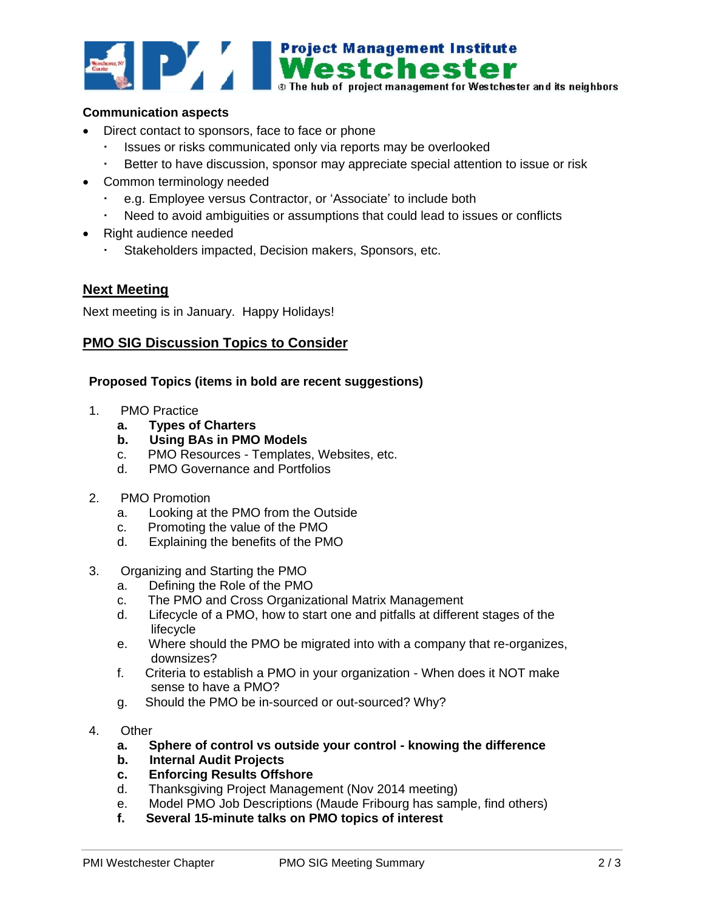**Communication aspects**

- Direct contact to sponsors, face to face or phone
  - Issues or risks communicated only via reports may be overlooked
  - Better to have discussion, sponsor may appreciate special attention to issue or risk
- Common terminology needed
  - e.g. Employee versus Contractor, or 'Associate' to include both
  - Need to avoid ambiguities or assumptions that could lead to issues or conflicts
- Right audience needed
  - Stakeholders impacted, Decision makers, Sponsors, etc.

## Next Meeting

Next meeting is in January. Happy Holidays!

## PMO SIG Discussion Topics to Consider

**Proposed Topics (items in bold are recent suggestions)**

1. PMO Practice
   - a. **Types of Charters**
   - b. **Using BAs in PMO Models**
   - c. PMO Resources - Templates, Websites, etc.
   - d. PMO Governance and Portfolios

2. PMO Promotion
   - a. Looking at the PMO from the Outside
   - c. Promoting the value of the PMO
   - d. Explaining the benefits of the PMO

3. Organizing and Starting the PMO
   - a. Defining the Role of the PMO
   - c. The PMO and Cross Organizational Matrix Management
   - d. Lifecycle of a PMO, how to start one and pitfalls at different stages of the lifecycle
   - e. Where should the PMO be migrated into with a company that re-organizes, downsizes?
   - f. Criteria to establish a PMO in your organization - When does it NOT make sense to have a PMO?
   - g. Should the PMO be in-sourced or out-sourced? Why?

4. Other
   - a. **Sphere of control vs outside your control - knowing the difference**
   - b. **Internal Audit Projects**
   - c. **Enforcing Results Offshore**
   - d. Thanksgiving Project Management (Nov 2014 meeting)
   - e. Model PMO Job Descriptions (Maude Fribourg has sample, find others)
   - f. **Several 15-minute talks on PMO topics of interest**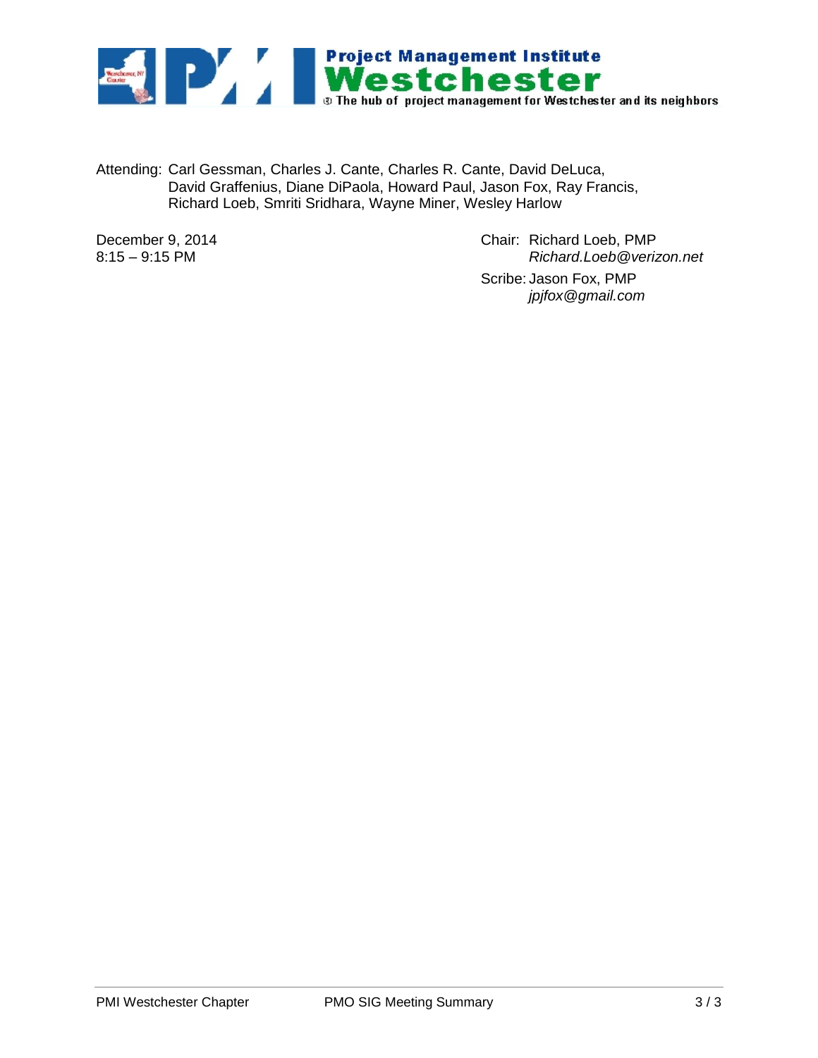Project Management Institute
Westchester
The hub of project management for Westchester and its neighbors

Attending: Carl Gessman, Charles J. Cante, Charles R. Cante, David DeLuca, David Graffenius, Diane DiPaola, Howard Paul, Jason Fox, Ray Francis, Richard Loeb, Smriti Sridhara, Wayne Miner, Wesley Harlow

December 9, 2014
8:15 – 9:15 PM

Chair: Richard Loeb, PMP
*Richard.Loeb@verizon.net*

Scribe: Jason Fox, PMP
*jpjfox@gmail.com*